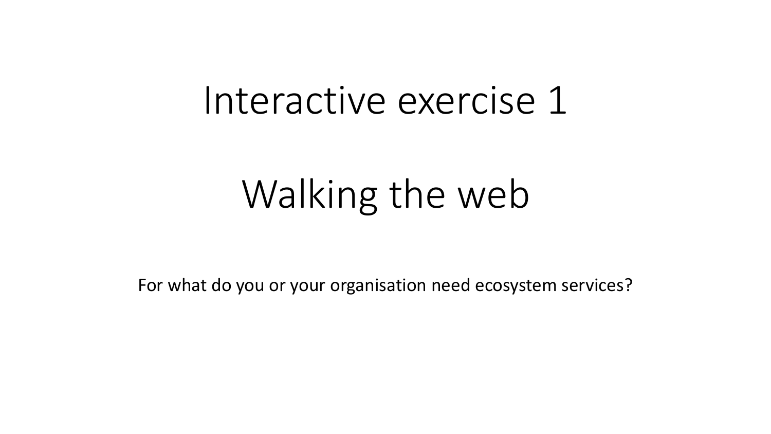# Interactive exercise 1

# Walking the web

For what do you or your organisation need ecosystem services?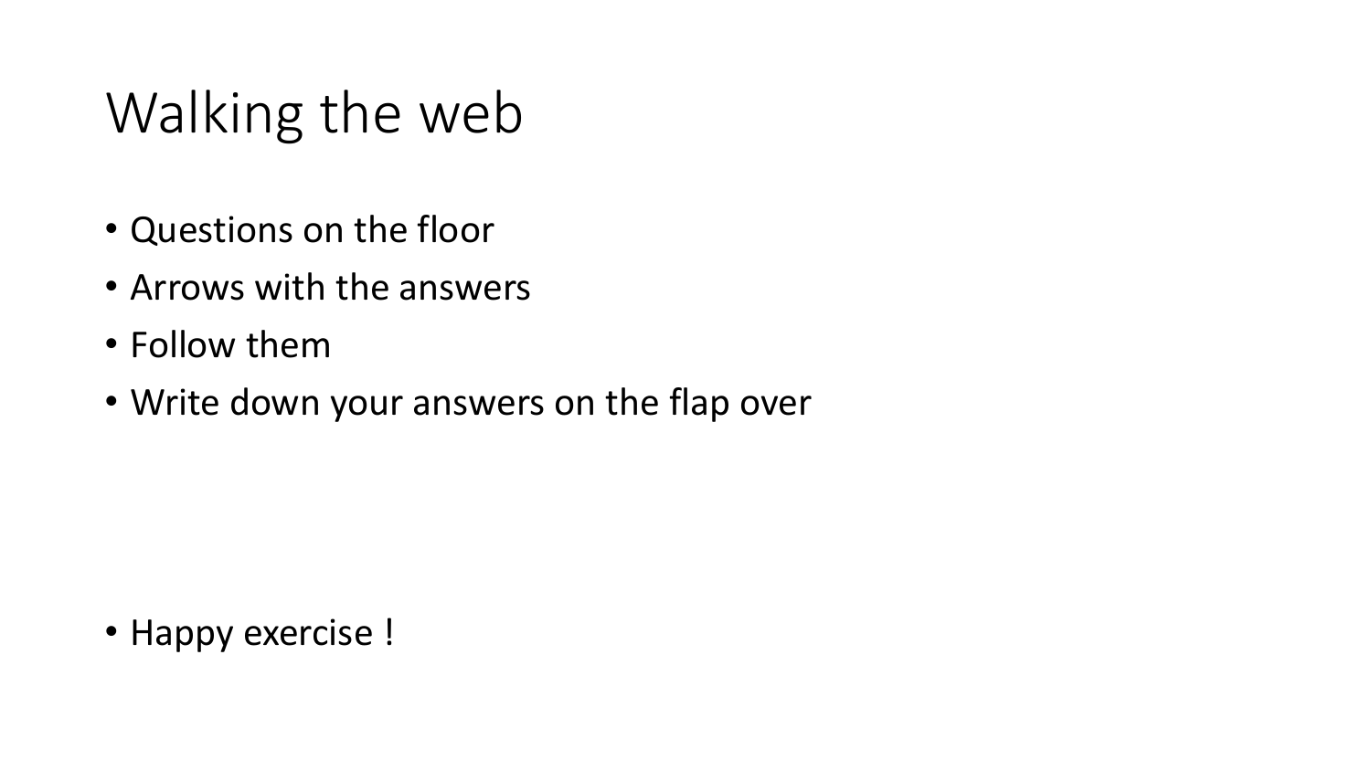# Walking the web

- Questions on the floor
- Arrows with the answers
- Follow them
- Write down your answers on the flap over

- Happy exercise !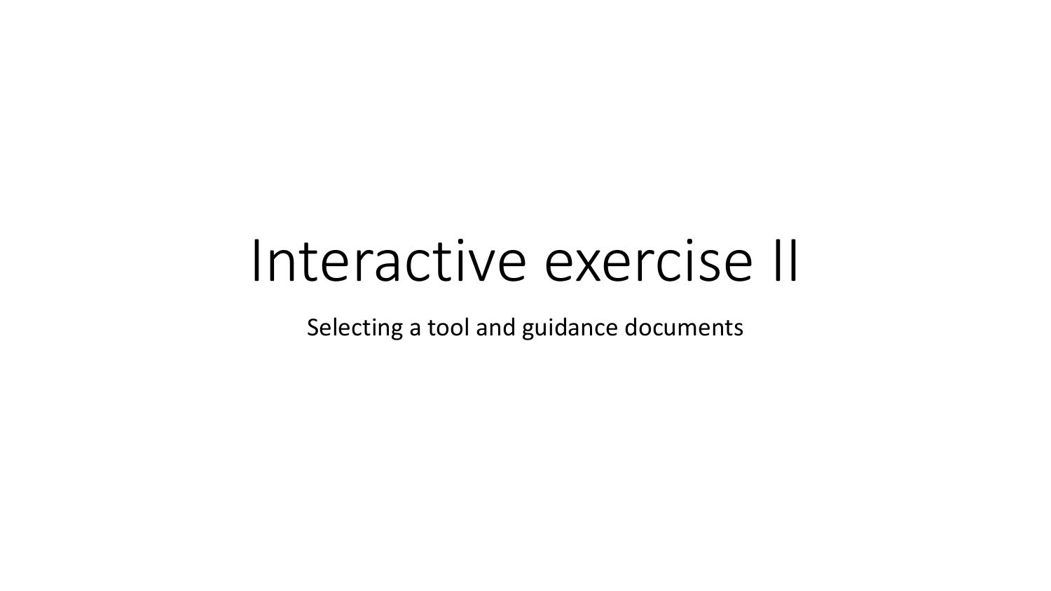# Interactive exercise II

Selecting a tool and guidance documents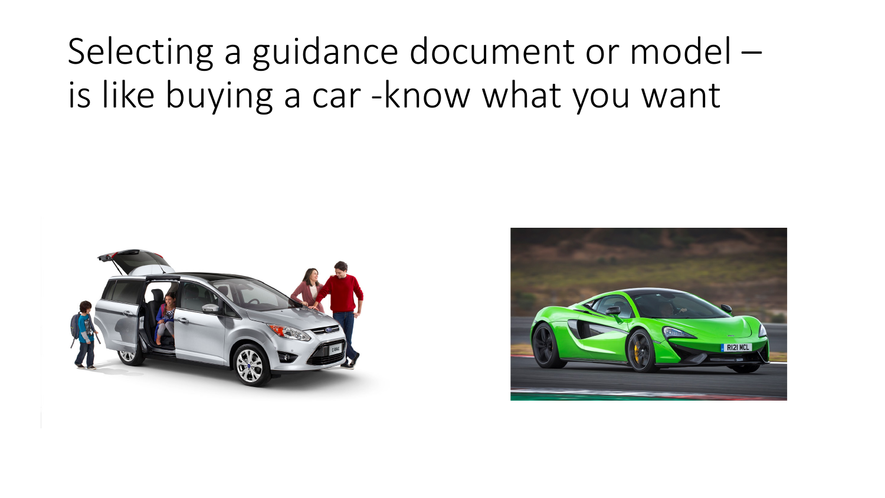# Selecting a guidance document or model – is like buying a car -know what you want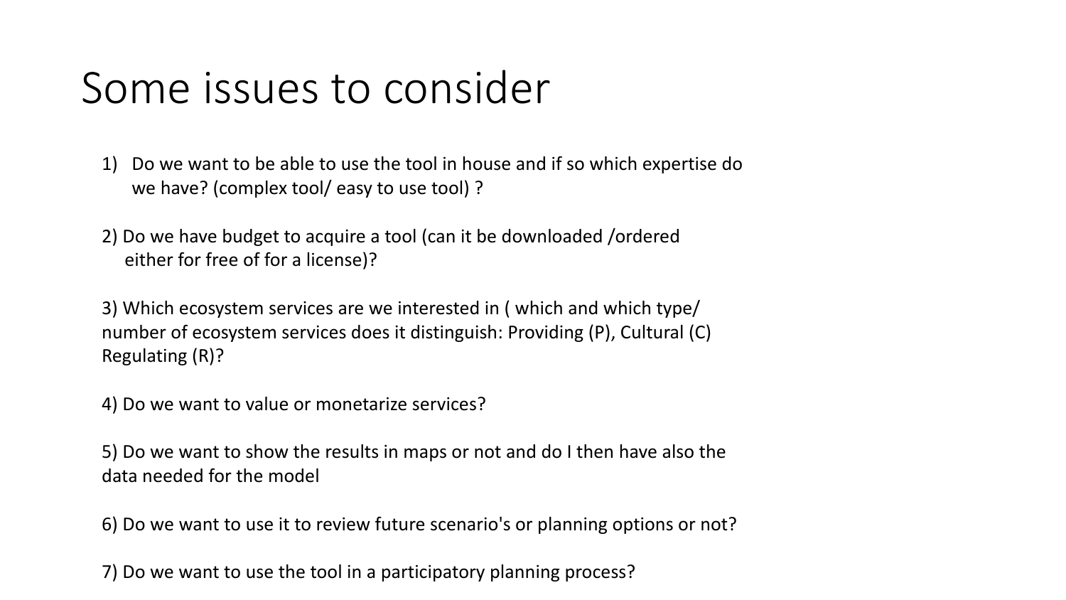# Some issues to consider

1) Do we want to be able to use the tool in house and if so which expertise do we have? (complex tool/ easy to use tool) ?

2) Do we have budget to acquire a tool (can it be downloaded /ordered either for free of for a license)?

3) Which ecosystem services are we interested in ( which and which type/ number of ecosystem services does it distinguish: Providing (P), Cultural (C) Regulating (R)?

4) Do we want to value or monetarize services?

5) Do we want to show the results in maps or not and do I then have also the data needed for the model

6) Do we want to use it to review future scenario's or planning options or not?

7) Do we want to use the tool in a participatory planning process?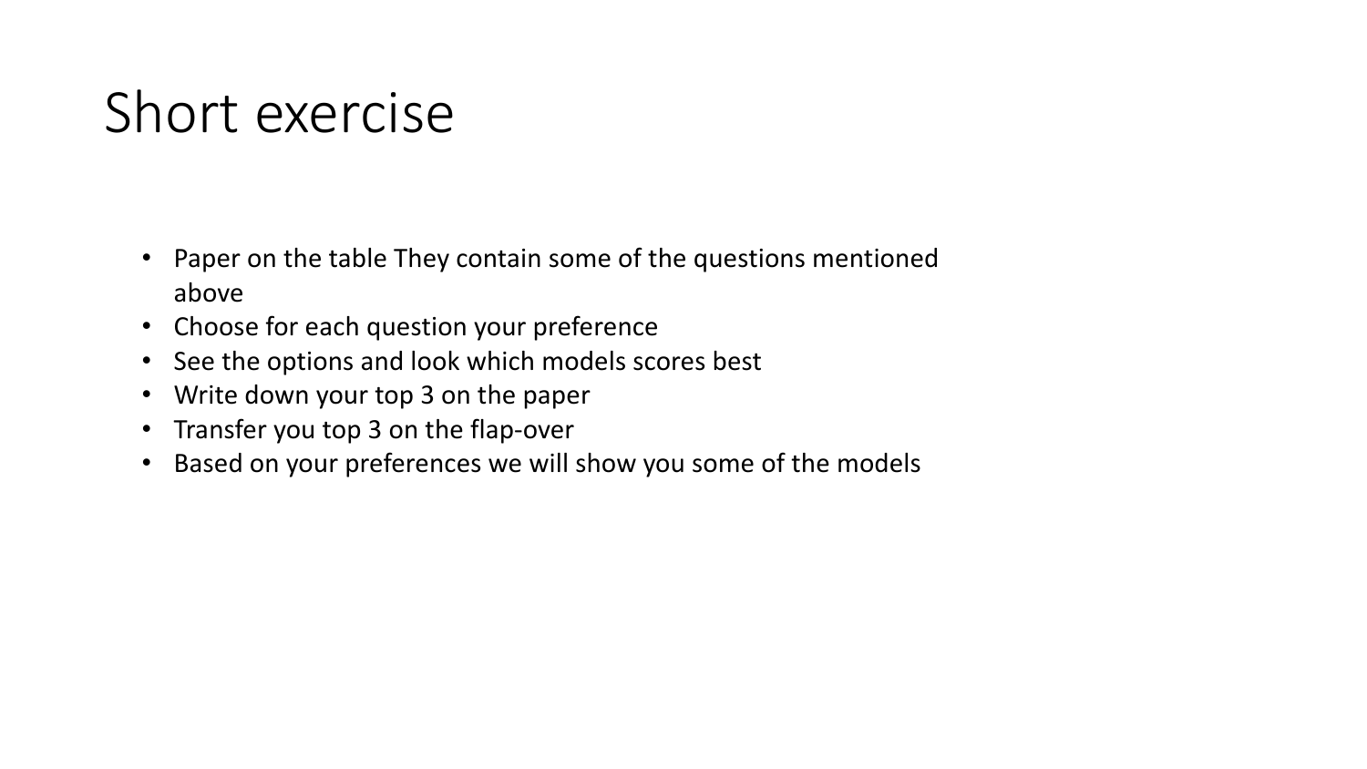# Short exercise

- Paper on the table They contain some of the questions mentioned above
- Choose for each question your preference
- See the options and look which models scores best
- Write down your top 3 on the paper
- Transfer you top 3 on the flap-over
- Based on your preferences we will show you some of the models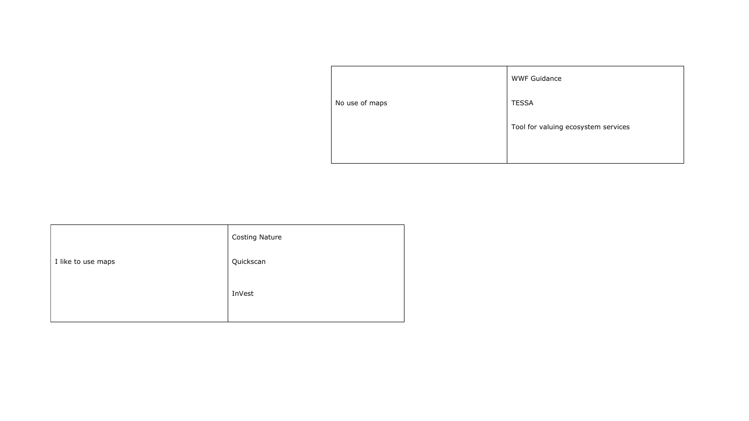| | |
| --- | --- |
| No use of maps | WWF Guidance<br><br>TESSA<br><br>Tool for valuing ecosystem services |

| | |
| --- | --- |
| I like to use maps | Costing Nature<br><br>Quickscan<br><br>InVest |